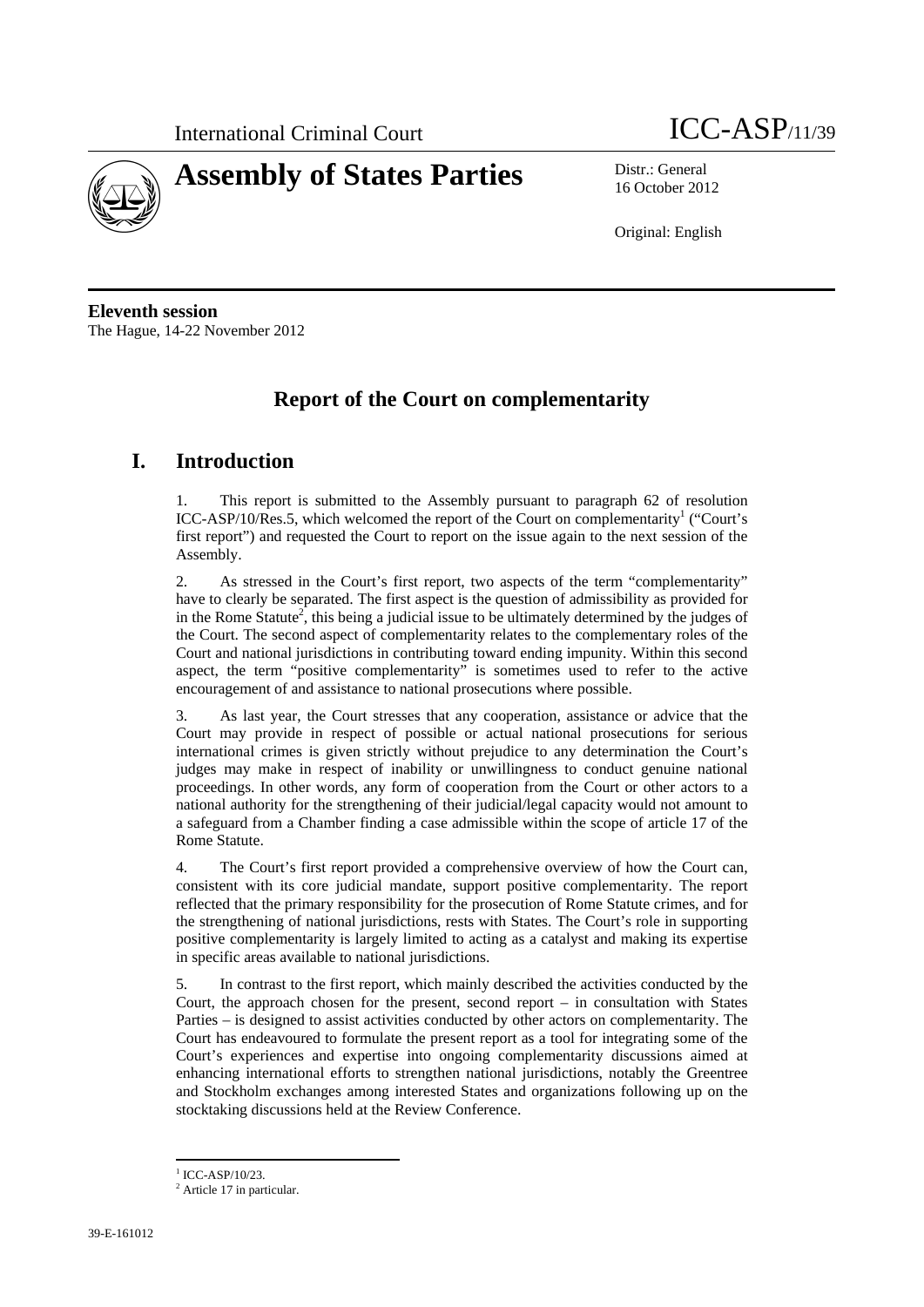International Criminal Court ICC-ASP/11/39

# Assembly of States Parties

Distr.: General
16 October 2012

Original: English

**Eleventh session**
The Hague, 14-22 November 2012

## Report of the Court on complementarity

## I. Introduction

1. This report is submitted to the Assembly pursuant to paragraph 62 of resolution ICC-ASP/10/Res.5, which welcomed the report of the Court on complementarity[1] ("Court's first report") and requested the Court to report on the issue again to the next session of the Assembly.

2. As stressed in the Court's first report, two aspects of the term "complementarity" have to clearly be separated. The first aspect is the question of admissibility as provided for in the Rome Statute[2], this being a judicial issue to be ultimately determined by the judges of the Court. The second aspect of complementarity relates to the complementary roles of the Court and national jurisdictions in contributing toward ending impunity. Within this second aspect, the term "positive complementarity" is sometimes used to refer to the active encouragement of and assistance to national prosecutions where possible.

3. As last year, the Court stresses that any cooperation, assistance or advice that the Court may provide in respect of possible or actual national prosecutions for serious international crimes is given strictly without prejudice to any determination the Court's judges may make in respect of inability or unwillingness to conduct genuine national proceedings. In other words, any form of cooperation from the Court or other actors to a national authority for the strengthening of their judicial/legal capacity would not amount to a safeguard from a Chamber finding a case admissible within the scope of article 17 of the Rome Statute.

4. The Court's first report provided a comprehensive overview of how the Court can, consistent with its core judicial mandate, support positive complementarity. The report reflected that the primary responsibility for the prosecution of Rome Statute crimes, and for the strengthening of national jurisdictions, rests with States. The Court's role in supporting positive complementarity is largely limited to acting as a catalyst and making its expertise in specific areas available to national jurisdictions.

5. In contrast to the first report, which mainly described the activities conducted by the Court, the approach chosen for the present, second report – in consultation with States Parties – is designed to assist activities conducted by other actors on complementarity. The Court has endeavoured to formulate the present report as a tool for integrating some of the Court's experiences and expertise into ongoing complementarity discussions aimed at enhancing international efforts to strengthen national jurisdictions, notably the Greentree and Stockholm exchanges among interested States and organizations following up on the stocktaking discussions held at the Review Conference.

---

[1] ICC-ASP/10/23.
[2] Article 17 in particular.

39-E-161012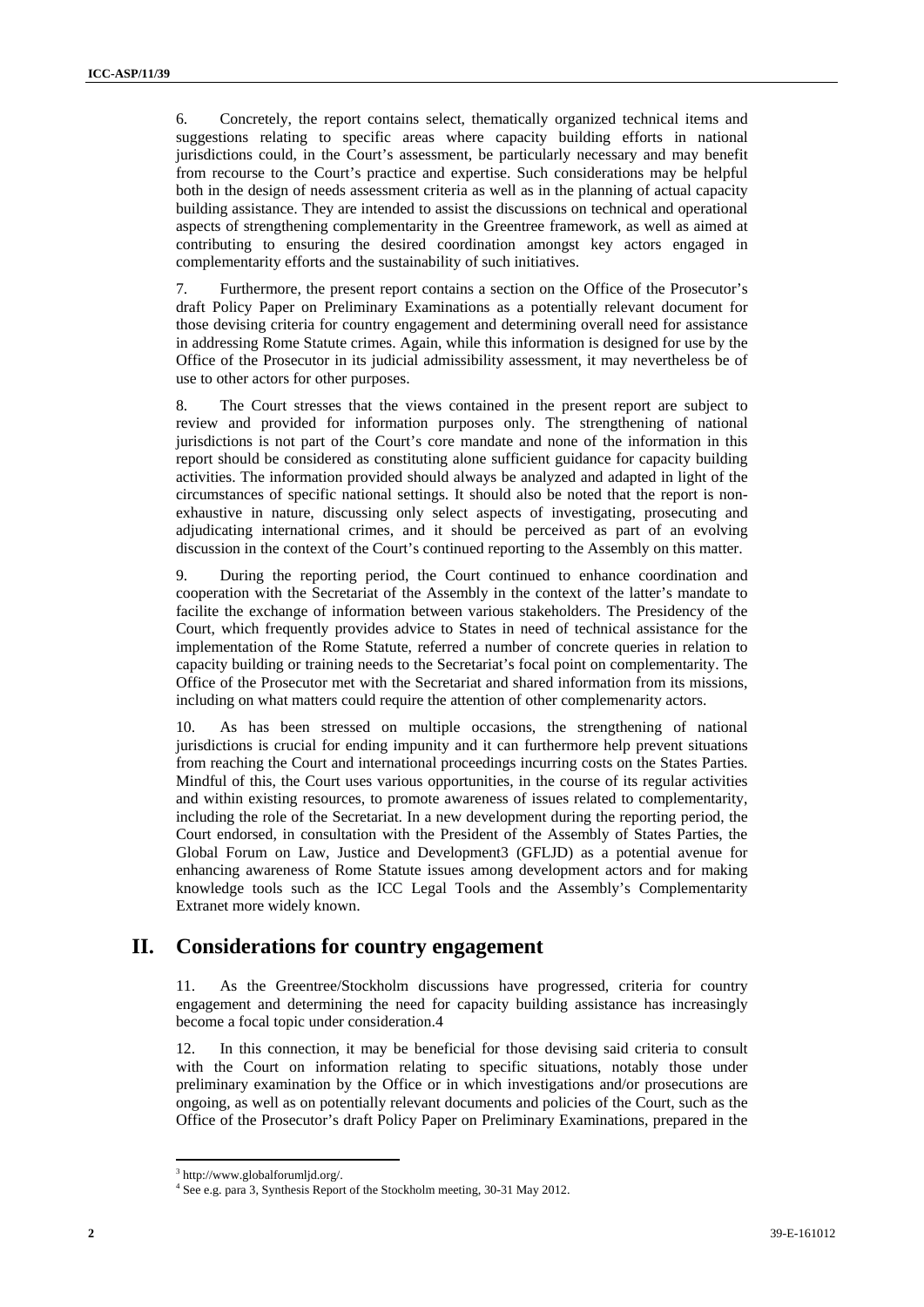6. Concretely, the report contains select, thematically organized technical items and suggestions relating to specific areas where capacity building efforts in national jurisdictions could, in the Court's assessment, be particularly necessary and may benefit from recourse to the Court's practice and expertise. Such considerations may be helpful both in the design of needs assessment criteria as well as in the planning of actual capacity building assistance. They are intended to assist the discussions on technical and operational aspects of strengthening complementarity in the Greentree framework, as well as aimed at contributing to ensuring the desired coordination amongst key actors engaged in complementarity efforts and the sustainability of such initiatives.

7. Furthermore, the present report contains a section on the Office of the Prosecutor's draft Policy Paper on Preliminary Examinations as a potentially relevant document for those devising criteria for country engagement and determining overall need for assistance in addressing Rome Statute crimes. Again, while this information is designed for use by the Office of the Prosecutor in its judicial admissibility assessment, it may nevertheless be of use to other actors for other purposes.

8. The Court stresses that the views contained in the present report are subject to review and provided for information purposes only. The strengthening of national jurisdictions is not part of the Court's core mandate and none of the information in this report should be considered as constituting alone sufficient guidance for capacity building activities. The information provided should always be analyzed and adapted in light of the circumstances of specific national settings. It should also be noted that the report is non-exhaustive in nature, discussing only select aspects of investigating, prosecuting and adjudicating international crimes, and it should be perceived as part of an evolving discussion in the context of the Court's continued reporting to the Assembly on this matter.

9. During the reporting period, the Court continued to enhance coordination and cooperation with the Secretariat of the Assembly in the context of the latter's mandate to facilite the exchange of information between various stakeholders. The Presidency of the Court, which frequently provides advice to States in need of technical assistance for the implementation of the Rome Statute, referred a number of concrete queries in relation to capacity building or training needs to the Secretariat's focal point on complementarity. The Office of the Prosecutor met with the Secretariat and shared information from its missions, including on what matters could require the attention of other complemenarity actors.

10. As has been stressed on multiple occasions, the strengthening of national jurisdictions is crucial for ending impunity and it can furthermore help prevent situations from reaching the Court and international proceedings incurring costs on the States Parties. Mindful of this, the Court uses various opportunities, in the course of its regular activities and within existing resources, to promote awareness of issues related to complementarity, including the role of the Secretariat. In a new development during the reporting period, the Court endorsed, in consultation with the President of the Assembly of States Parties, the Global Forum on Law, Justice and Development[3] (GFLJD) as a potential avenue for enhancing awareness of Rome Statute issues among development actors and for making knowledge tools such as the ICC Legal Tools and the Assembly's Complementarity Extranet more widely known.

## II. Considerations for country engagement

11. As the Greentree/Stockholm discussions have progressed, criteria for country engagement and determining the need for capacity building assistance has increasingly become a focal topic under consideration.[4]

12. In this connection, it may be beneficial for those devising said criteria to consult with the Court on information relating to specific situations, notably those under preliminary examination by the Office or in which investigations and/or prosecutions are ongoing, as well as on potentially relevant documents and policies of the Court, such as the Office of the Prosecutor's draft Policy Paper on Preliminary Examinations, prepared in the

---

[3] http://www.globalforumljd.org/.

[4] See e.g. para 3, Synthesis Report of the Stockholm meeting, 30-31 May 2012.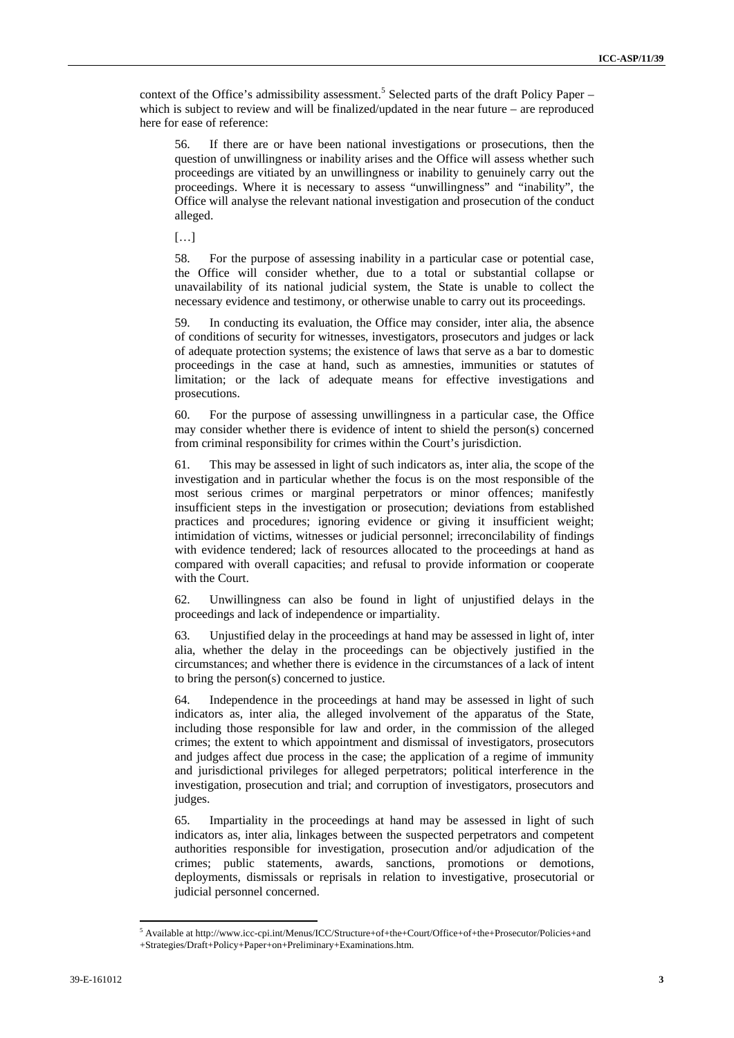context of the Office's admissibility assessment.[5] Selected parts of the draft Policy Paper – which is subject to review and will be finalized/updated in the near future – are reproduced here for ease of reference:

> 56. If there are or have been national investigations or prosecutions, then the question of unwillingness or inability arises and the Office will assess whether such proceedings are vitiated by an unwillingness or inability to genuinely carry out the proceedings. Where it is necessary to assess "unwillingness" and "inability", the Office will analyse the relevant national investigation and prosecution of the conduct alleged.
>
> […]
>
> 58. For the purpose of assessing inability in a particular case or potential case, the Office will consider whether, due to a total or substantial collapse or unavailability of its national judicial system, the State is unable to collect the necessary evidence and testimony, or otherwise unable to carry out its proceedings.
>
> 59. In conducting its evaluation, the Office may consider, inter alia, the absence of conditions of security for witnesses, investigators, prosecutors and judges or lack of adequate protection systems; the existence of laws that serve as a bar to domestic proceedings in the case at hand, such as amnesties, immunities or statutes of limitation; or the lack of adequate means for effective investigations and prosecutions.
>
> 60. For the purpose of assessing unwillingness in a particular case, the Office may consider whether there is evidence of intent to shield the person(s) concerned from criminal responsibility for crimes within the Court's jurisdiction.
>
> 61. This may be assessed in light of such indicators as, inter alia, the scope of the investigation and in particular whether the focus is on the most responsible of the most serious crimes or marginal perpetrators or minor offences; manifestly insufficient steps in the investigation or prosecution; deviations from established practices and procedures; ignoring evidence or giving it insufficient weight; intimidation of victims, witnesses or judicial personnel; irreconcilability of findings with evidence tendered; lack of resources allocated to the proceedings at hand as compared with overall capacities; and refusal to provide information or cooperate with the Court.
>
> 62. Unwillingness can also be found in light of unjustified delays in the proceedings and lack of independence or impartiality.
>
> 63. Unjustified delay in the proceedings at hand may be assessed in light of, inter alia, whether the delay in the proceedings can be objectively justified in the circumstances; and whether there is evidence in the circumstances of a lack of intent to bring the person(s) concerned to justice.
>
> 64. Independence in the proceedings at hand may be assessed in light of such indicators as, inter alia, the alleged involvement of the apparatus of the State, including those responsible for law and order, in the commission of the alleged crimes; the extent to which appointment and dismissal of investigators, prosecutors and judges affect due process in the case; the application of a regime of immunity and jurisdictional privileges for alleged perpetrators; political interference in the investigation, prosecution and trial; and corruption of investigators, prosecutors and judges.
>
> 65. Impartiality in the proceedings at hand may be assessed in light of such indicators as, inter alia, linkages between the suspected perpetrators and competent authorities responsible for investigation, prosecution and/or adjudication of the crimes; public statements, awards, sanctions, promotions or demotions, deployments, dismissals or reprisals in relation to investigative, prosecutorial or judicial personnel concerned.

---

[5] Available at http://www.icc-cpi.int/Menus/ICC/Structure+of+the+Court/Office+of+the+Prosecutor/Policies+and+Strategies/Draft+Policy+Paper+on+Preliminary+Examinations.htm.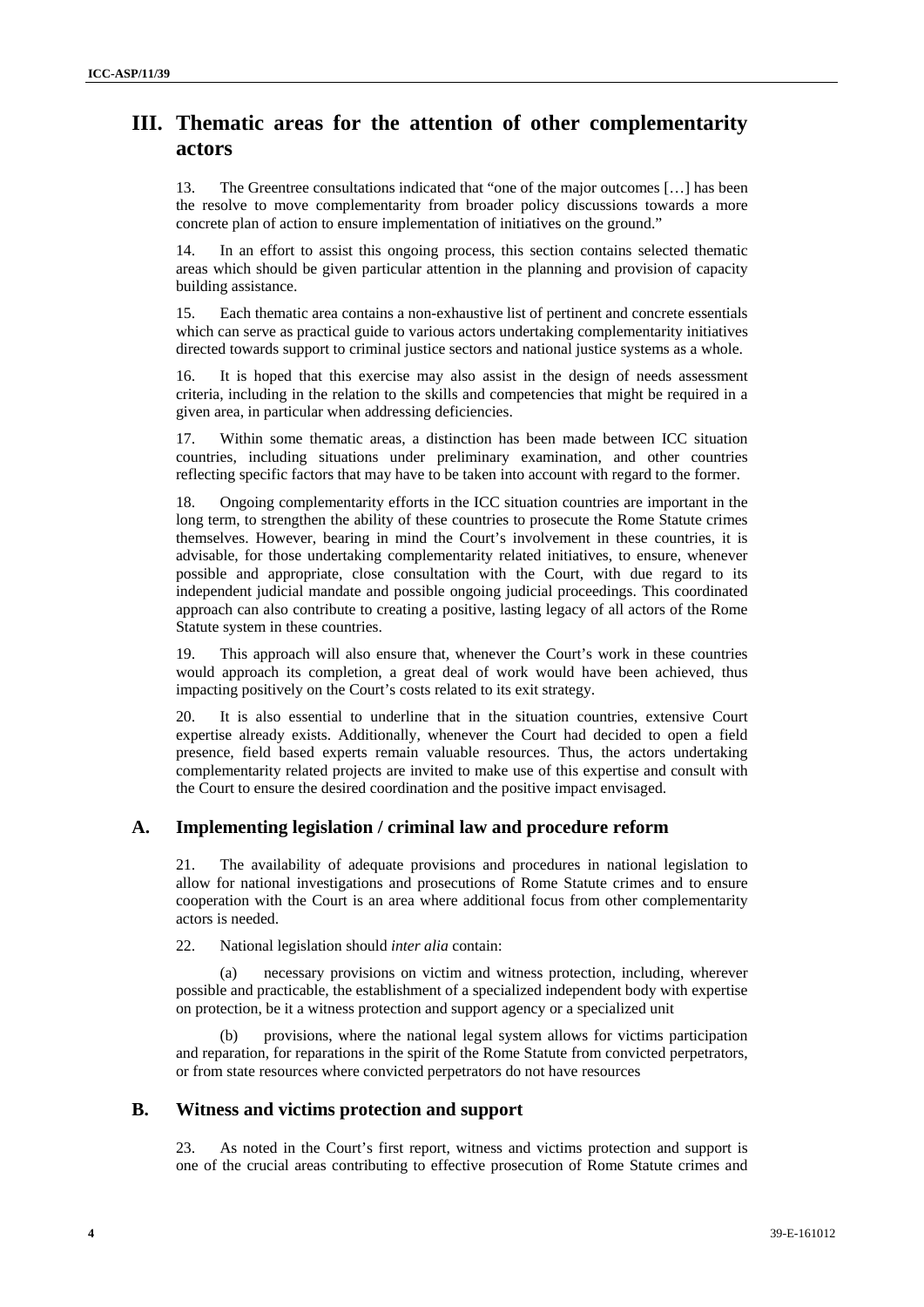# III. Thematic areas for the attention of other complementarity actors

13. The Greentree consultations indicated that "one of the major outcomes […] has been the resolve to move complementarity from broader policy discussions towards a more concrete plan of action to ensure implementation of initiatives on the ground."

14. In an effort to assist this ongoing process, this section contains selected thematic areas which should be given particular attention in the planning and provision of capacity building assistance.

15. Each thematic area contains a non-exhaustive list of pertinent and concrete essentials which can serve as practical guide to various actors undertaking complementarity initiatives directed towards support to criminal justice sectors and national justice systems as a whole.

16. It is hoped that this exercise may also assist in the design of needs assessment criteria, including in the relation to the skills and competencies that might be required in a given area, in particular when addressing deficiencies.

17. Within some thematic areas, a distinction has been made between ICC situation countries, including situations under preliminary examination, and other countries reflecting specific factors that may have to be taken into account with regard to the former.

18. Ongoing complementarity efforts in the ICC situation countries are important in the long term, to strengthen the ability of these countries to prosecute the Rome Statute crimes themselves. However, bearing in mind the Court's involvement in these countries, it is advisable, for those undertaking complementarity related initiatives, to ensure, whenever possible and appropriate, close consultation with the Court, with due regard to its independent judicial mandate and possible ongoing judicial proceedings. This coordinated approach can also contribute to creating a positive, lasting legacy of all actors of the Rome Statute system in these countries.

19. This approach will also ensure that, whenever the Court's work in these countries would approach its completion, a great deal of work would have been achieved, thus impacting positively on the Court's costs related to its exit strategy.

20. It is also essential to underline that in the situation countries, extensive Court expertise already exists. Additionally, whenever the Court had decided to open a field presence, field based experts remain valuable resources. Thus, the actors undertaking complementarity related projects are invited to make use of this expertise and consult with the Court to ensure the desired coordination and the positive impact envisaged.

## A. Implementing legislation / criminal law and procedure reform

21. The availability of adequate provisions and procedures in national legislation to allow for national investigations and prosecutions of Rome Statute crimes and to ensure cooperation with the Court is an area where additional focus from other complementarity actors is needed.

22. National legislation should *inter alia* contain:

(a) necessary provisions on victim and witness protection, including, wherever possible and practicable, the establishment of a specialized independent body with expertise on protection, be it a witness protection and support agency or a specialized unit

(b) provisions, where the national legal system allows for victims participation and reparation, for reparations in the spirit of the Rome Statute from convicted perpetrators, or from state resources where convicted perpetrators do not have resources

## B. Witness and victims protection and support

23. As noted in the Court's first report, witness and victims protection and support is one of the crucial areas contributing to effective prosecution of Rome Statute crimes and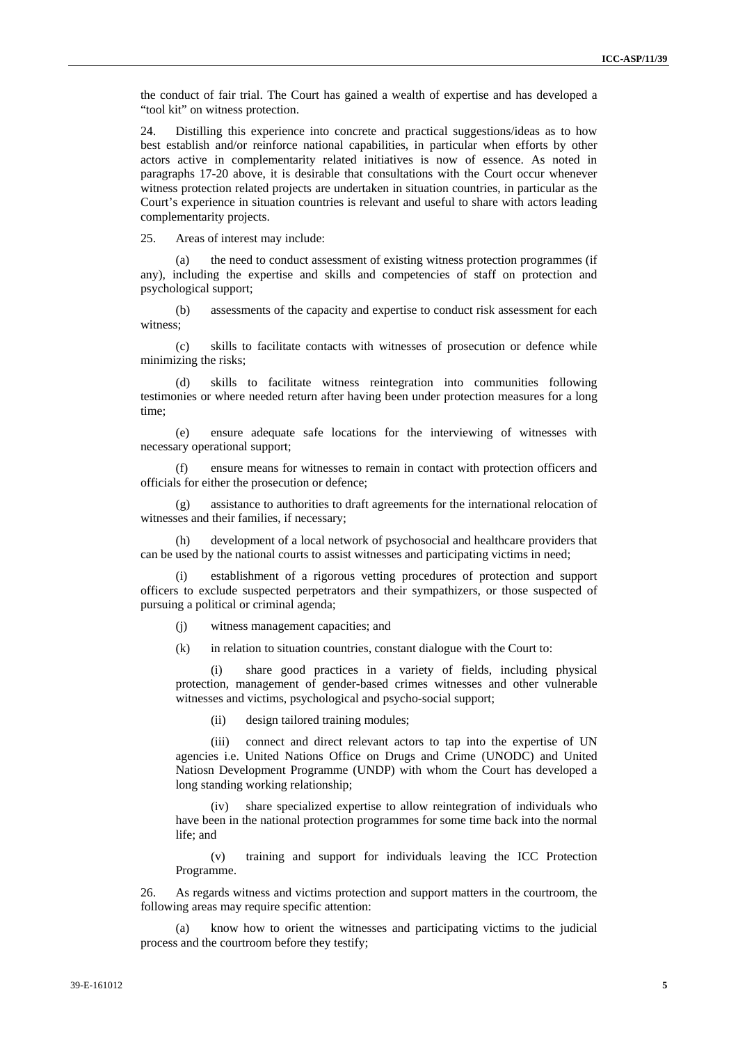the conduct of fair trial. The Court has gained a wealth of expertise and has developed a "tool kit" on witness protection.

24. Distilling this experience into concrete and practical suggestions/ideas as to how best establish and/or reinforce national capabilities, in particular when efforts by other actors active in complementarity related initiatives is now of essence. As noted in paragraphs 17-20 above, it is desirable that consultations with the Court occur whenever witness protection related projects are undertaken in situation countries, in particular as the Court's experience in situation countries is relevant and useful to share with actors leading complementarity projects.

25. Areas of interest may include:

(a) the need to conduct assessment of existing witness protection programmes (if any), including the expertise and skills and competencies of staff on protection and psychological support;

(b) assessments of the capacity and expertise to conduct risk assessment for each witness;

(c) skills to facilitate contacts with witnesses of prosecution or defence while minimizing the risks;

(d) skills to facilitate witness reintegration into communities following testimonies or where needed return after having been under protection measures for a long time;

(e) ensure adequate safe locations for the interviewing of witnesses with necessary operational support;

(f) ensure means for witnesses to remain in contact with protection officers and officials for either the prosecution or defence;

(g) assistance to authorities to draft agreements for the international relocation of witnesses and their families, if necessary;

(h) development of a local network of psychosocial and healthcare providers that can be used by the national courts to assist witnesses and participating victims in need;

(i) establishment of a rigorous vetting procedures of protection and support officers to exclude suspected perpetrators and their sympathizers, or those suspected of pursuing a political or criminal agenda;

(j) witness management capacities; and

(k) in relation to situation countries, constant dialogue with the Court to:

(i) share good practices in a variety of fields, including physical protection, management of gender-based crimes witnesses and other vulnerable witnesses and victims, psychological and psycho-social support;

(ii) design tailored training modules;

(iii) connect and direct relevant actors to tap into the expertise of UN agencies i.e. United Nations Office on Drugs and Crime (UNODC) and United Natiosn Development Programme (UNDP) with whom the Court has developed a long standing working relationship;

(iv) share specialized expertise to allow reintegration of individuals who have been in the national protection programmes for some time back into the normal life; and

(v) training and support for individuals leaving the ICC Protection Programme.

26. As regards witness and victims protection and support matters in the courtroom, the following areas may require specific attention:

(a) know how to orient the witnesses and participating victims to the judicial process and the courtroom before they testify;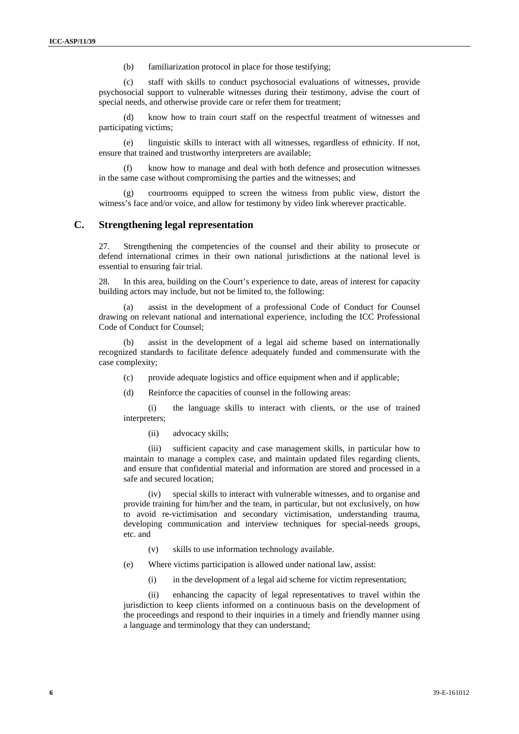(b) familiarization protocol in place for those testifying;

(c) staff with skills to conduct psychosocial evaluations of witnesses, provide psychosocial support to vulnerable witnesses during their testimony, advise the court of special needs, and otherwise provide care or refer them for treatment;

(d) know how to train court staff on the respectful treatment of witnesses and participating victims;

(e) linguistic skills to interact with all witnesses, regardless of ethnicity. If not, ensure that trained and trustworthy interpreters are available;

(f) know how to manage and deal with both defence and prosecution witnesses in the same case without compromising the parties and the witnesses; and

(g) courtrooms equipped to screen the witness from public view, distort the witness's face and/or voice, and allow for testimony by video link wherever practicable.

## C. Strengthening legal representation

27. Strengthening the competencies of the counsel and their ability to prosecute or defend international crimes in their own national jurisdictions at the national level is essential to ensuring fair trial.

28. In this area, building on the Court's experience to date, areas of interest for capacity building actors may include, but not be limited to, the following:

(a) assist in the development of a professional Code of Conduct for Counsel drawing on relevant national and international experience, including the ICC Professional Code of Conduct for Counsel;

(b) assist in the development of a legal aid scheme based on internationally recognized standards to facilitate defence adequately funded and commensurate with the case complexity;

(c) provide adequate logistics and office equipment when and if applicable;

(d) Reinforce the capacities of counsel in the following areas:

(i) the language skills to interact with clients, or the use of trained interpreters;

(ii) advocacy skills;

(iii) sufficient capacity and case management skills, in particular how to maintain to manage a complex case, and maintain updated files regarding clients, and ensure that confidential material and information are stored and processed in a safe and secured location;

(iv) special skills to interact with vulnerable witnesses, and to organise and provide training for him/her and the team, in particular, but not exclusively, on how to avoid re-victimisation and secondary victimisation, understanding trauma, developing communication and interview techniques for special-needs groups, etc. and

(v) skills to use information technology available.

(e) Where victims participation is allowed under national law, assist:

(i) in the development of a legal aid scheme for victim representation;

(ii) enhancing the capacity of legal representatives to travel within the jurisdiction to keep clients informed on a continuous basis on the development of the proceedings and respond to their inquiries in a timely and friendly manner using a language and terminology that they can understand;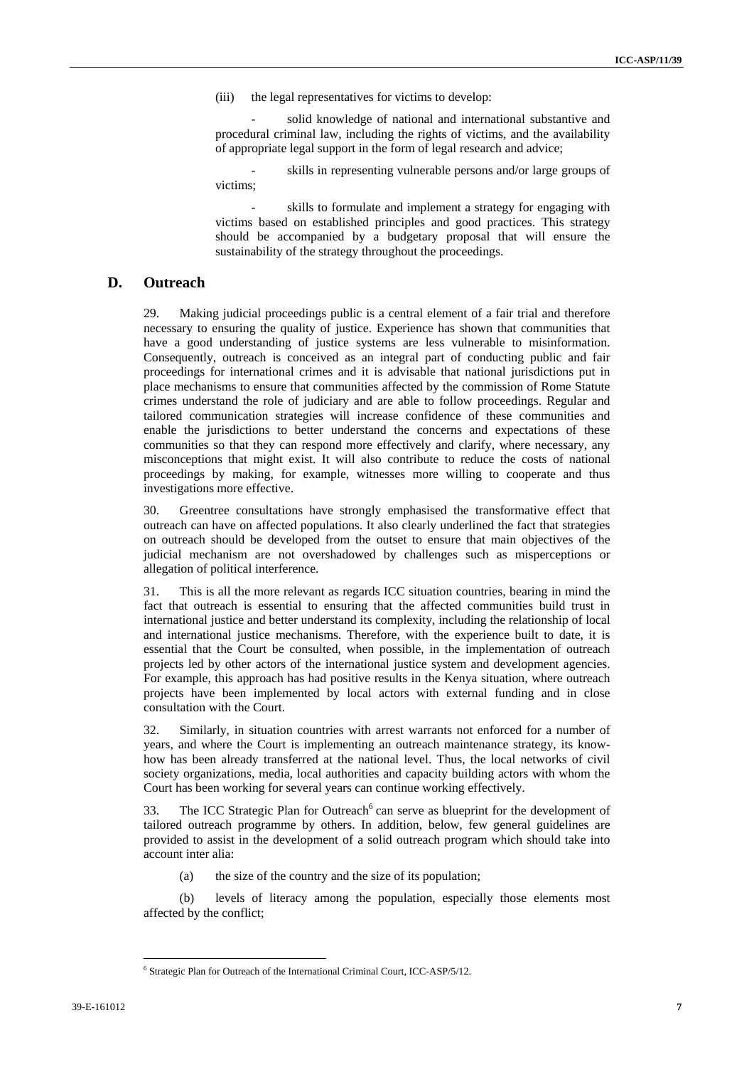(iii) the legal representatives for victims to develop:

- solid knowledge of national and international substantive and procedural criminal law, including the rights of victims, and the availability of appropriate legal support in the form of legal research and advice;

- skills in representing vulnerable persons and/or large groups of victims;

- skills to formulate and implement a strategy for engaging with victims based on established principles and good practices. This strategy should be accompanied by a budgetary proposal that will ensure the sustainability of the strategy throughout the proceedings.

## D. Outreach

29. Making judicial proceedings public is a central element of a fair trial and therefore necessary to ensuring the quality of justice. Experience has shown that communities that have a good understanding of justice systems are less vulnerable to misinformation. Consequently, outreach is conceived as an integral part of conducting public and fair proceedings for international crimes and it is advisable that national jurisdictions put in place mechanisms to ensure that communities affected by the commission of Rome Statute crimes understand the role of judiciary and are able to follow proceedings. Regular and tailored communication strategies will increase confidence of these communities and enable the jurisdictions to better understand the concerns and expectations of these communities so that they can respond more effectively and clarify, where necessary, any misconceptions that might exist. It will also contribute to reduce the costs of national proceedings by making, for example, witnesses more willing to cooperate and thus investigations more effective.

30. Greentree consultations have strongly emphasised the transformative effect that outreach can have on affected populations. It also clearly underlined the fact that strategies on outreach should be developed from the outset to ensure that main objectives of the judicial mechanism are not overshadowed by challenges such as misperceptions or allegation of political interference.

31. This is all the more relevant as regards ICC situation countries, bearing in mind the fact that outreach is essential to ensuring that the affected communities build trust in international justice and better understand its complexity, including the relationship of local and international justice mechanisms. Therefore, with the experience built to date, it is essential that the Court be consulted, when possible, in the implementation of outreach projects led by other actors of the international justice system and development agencies. For example, this approach has had positive results in the Kenya situation, where outreach projects have been implemented by local actors with external funding and in close consultation with the Court.

32. Similarly, in situation countries with arrest warrants not enforced for a number of years, and where the Court is implementing an outreach maintenance strategy, its know-how has been already transferred at the national level. Thus, the local networks of civil society organizations, media, local authorities and capacity building actors with whom the Court has been working for several years can continue working effectively.

33. The ICC Strategic Plan for Outreach[6] can serve as blueprint for the development of tailored outreach programme by others. In addition, below, few general guidelines are provided to assist in the development of a solid outreach program which should take into account inter alia:

(a) the size of the country and the size of its population;

(b) levels of literacy among the population, especially those elements most affected by the conflict;

[6] Strategic Plan for Outreach of the International Criminal Court, ICC-ASP/5/12.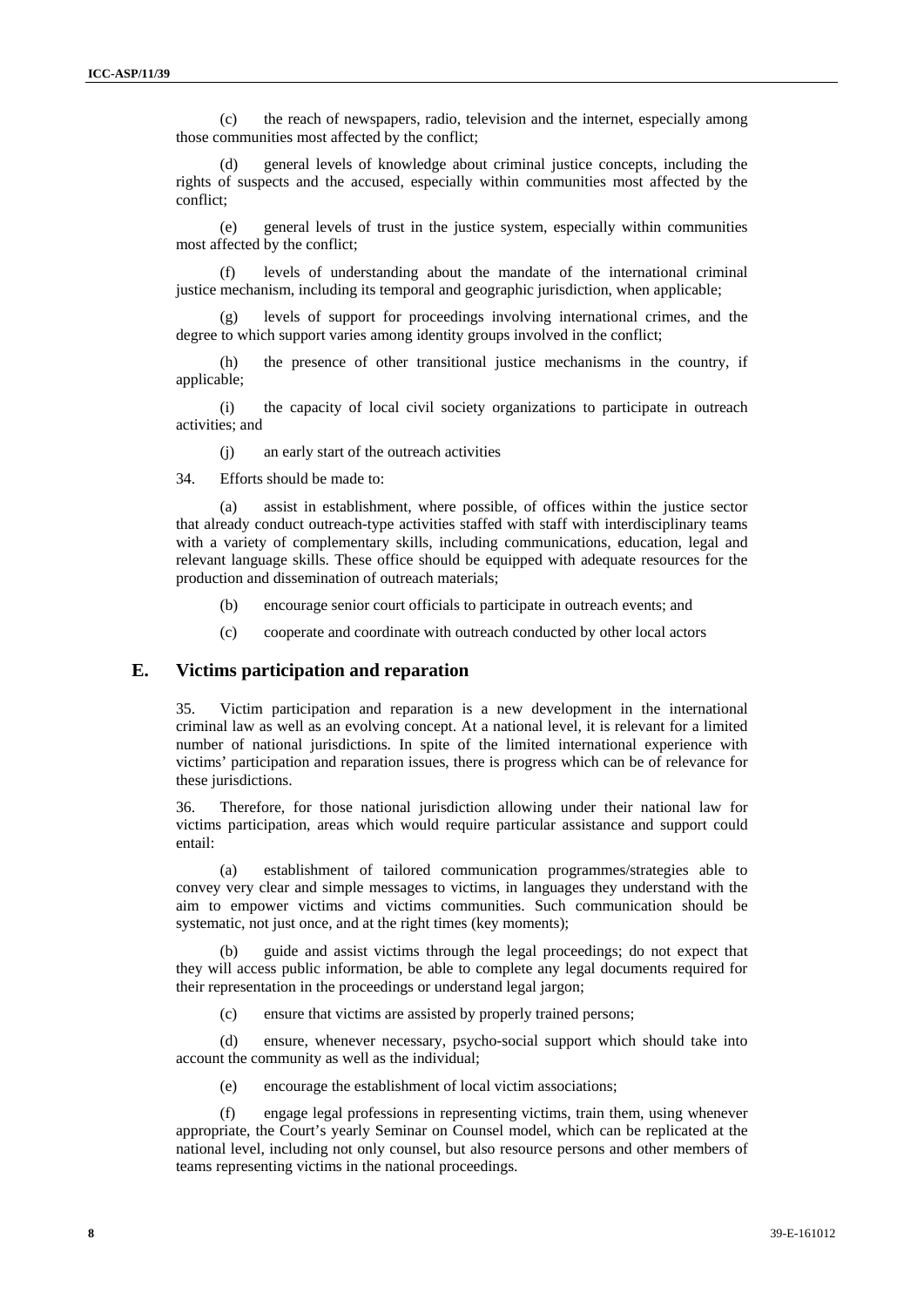(c) the reach of newspapers, radio, television and the internet, especially among those communities most affected by the conflict;

(d) general levels of knowledge about criminal justice concepts, including the rights of suspects and the accused, especially within communities most affected by the conflict;

(e) general levels of trust in the justice system, especially within communities most affected by the conflict;

(f) levels of understanding about the mandate of the international criminal justice mechanism, including its temporal and geographic jurisdiction, when applicable;

(g) levels of support for proceedings involving international crimes, and the degree to which support varies among identity groups involved in the conflict;

(h) the presence of other transitional justice mechanisms in the country, if applicable;

(i) the capacity of local civil society organizations to participate in outreach activities; and

(j) an early start of the outreach activities

34. Efforts should be made to:

(a) assist in establishment, where possible, of offices within the justice sector that already conduct outreach-type activities staffed with staff with interdisciplinary teams with a variety of complementary skills, including communications, education, legal and relevant language skills. These office should be equipped with adequate resources for the production and dissemination of outreach materials;

(b) encourage senior court officials to participate in outreach events; and

(c) cooperate and coordinate with outreach conducted by other local actors

## E. Victims participation and reparation

35. Victim participation and reparation is a new development in the international criminal law as well as an evolving concept. At a national level, it is relevant for a limited number of national jurisdictions. In spite of the limited international experience with victims' participation and reparation issues, there is progress which can be of relevance for these jurisdictions.

36. Therefore, for those national jurisdiction allowing under their national law for victims participation, areas which would require particular assistance and support could entail:

(a) establishment of tailored communication programmes/strategies able to convey very clear and simple messages to victims, in languages they understand with the aim to empower victims and victims communities. Such communication should be systematic, not just once, and at the right times (key moments);

(b) guide and assist victims through the legal proceedings; do not expect that they will access public information, be able to complete any legal documents required for their representation in the proceedings or understand legal jargon;

(c) ensure that victims are assisted by properly trained persons;

(d) ensure, whenever necessary, psycho-social support which should take into account the community as well as the individual;

(e) encourage the establishment of local victim associations;

(f) engage legal professions in representing victims, train them, using whenever appropriate, the Court's yearly Seminar on Counsel model, which can be replicated at the national level, including not only counsel, but also resource persons and other members of teams representing victims in the national proceedings.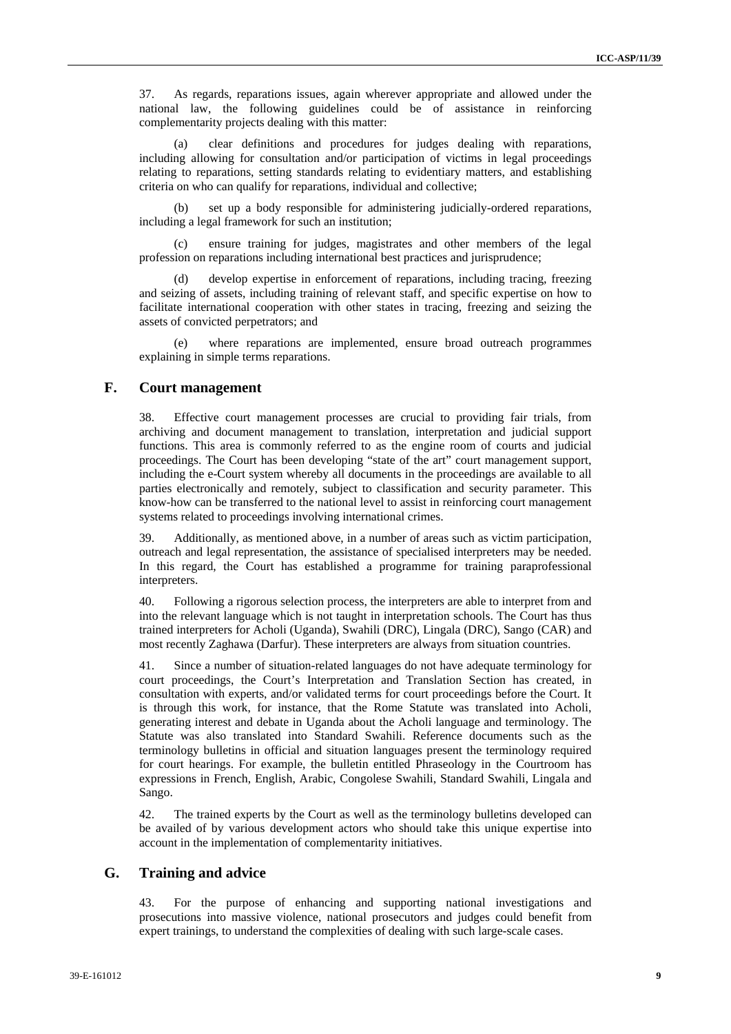37. As regards, reparations issues, again wherever appropriate and allowed under the national law, the following guidelines could be of assistance in reinforcing complementarity projects dealing with this matter:

(a) clear definitions and procedures for judges dealing with reparations, including allowing for consultation and/or participation of victims in legal proceedings relating to reparations, setting standards relating to evidentiary matters, and establishing criteria on who can qualify for reparations, individual and collective;

(b) set up a body responsible for administering judicially-ordered reparations, including a legal framework for such an institution;

(c) ensure training for judges, magistrates and other members of the legal profession on reparations including international best practices and jurisprudence;

(d) develop expertise in enforcement of reparations, including tracing, freezing and seizing of assets, including training of relevant staff, and specific expertise on how to facilitate international cooperation with other states in tracing, freezing and seizing the assets of convicted perpetrators; and

(e) where reparations are implemented, ensure broad outreach programmes explaining in simple terms reparations.

## F. Court management

38. Effective court management processes are crucial to providing fair trials, from archiving and document management to translation, interpretation and judicial support functions. This area is commonly referred to as the engine room of courts and judicial proceedings. The Court has been developing "state of the art" court management support, including the e-Court system whereby all documents in the proceedings are available to all parties electronically and remotely, subject to classification and security parameter. This know-how can be transferred to the national level to assist in reinforcing court management systems related to proceedings involving international crimes.

39. Additionally, as mentioned above, in a number of areas such as victim participation, outreach and legal representation, the assistance of specialised interpreters may be needed. In this regard, the Court has established a programme for training paraprofessional interpreters.

40. Following a rigorous selection process, the interpreters are able to interpret from and into the relevant language which is not taught in interpretation schools. The Court has thus trained interpreters for Acholi (Uganda), Swahili (DRC), Lingala (DRC), Sango (CAR) and most recently Zaghawa (Darfur). These interpreters are always from situation countries.

41. Since a number of situation-related languages do not have adequate terminology for court proceedings, the Court's Interpretation and Translation Section has created, in consultation with experts, and/or validated terms for court proceedings before the Court. It is through this work, for instance, that the Rome Statute was translated into Acholi, generating interest and debate in Uganda about the Acholi language and terminology. The Statute was also translated into Standard Swahili. Reference documents such as the terminology bulletins in official and situation languages present the terminology required for court hearings. For example, the bulletin entitled Phraseology in the Courtroom has expressions in French, English, Arabic, Congolese Swahili, Standard Swahili, Lingala and Sango.

42. The trained experts by the Court as well as the terminology bulletins developed can be availed of by various development actors who should take this unique expertise into account in the implementation of complementarity initiatives.

## G. Training and advice

43. For the purpose of enhancing and supporting national investigations and prosecutions into massive violence, national prosecutors and judges could benefit from expert trainings, to understand the complexities of dealing with such large-scale cases.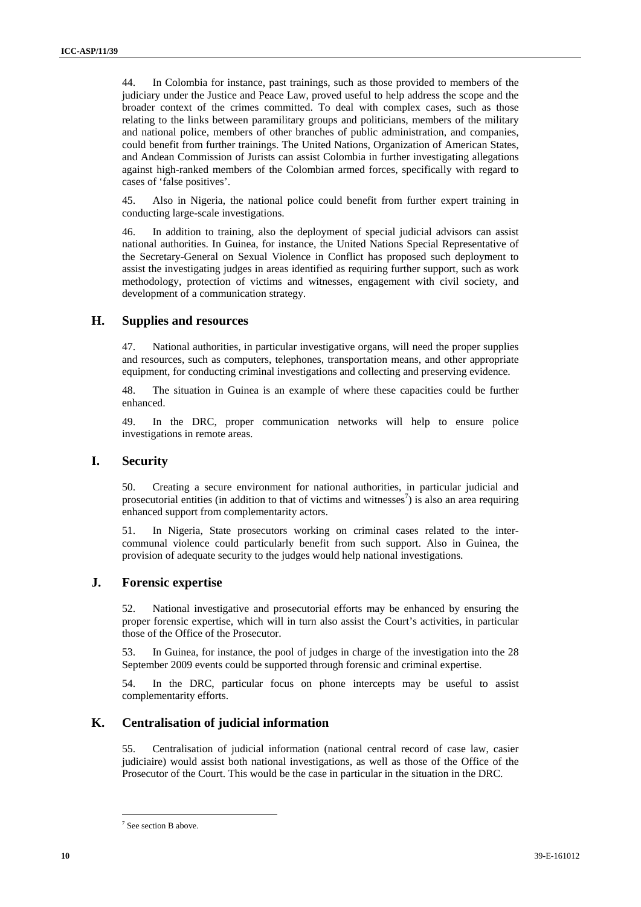44. In Colombia for instance, past trainings, such as those provided to members of the judiciary under the Justice and Peace Law, proved useful to help address the scope and the broader context of the crimes committed. To deal with complex cases, such as those relating to the links between paramilitary groups and politicians, members of the military and national police, members of other branches of public administration, and companies, could benefit from further trainings. The United Nations, Organization of American States, and Andean Commission of Jurists can assist Colombia in further investigating allegations against high-ranked members of the Colombian armed forces, specifically with regard to cases of 'false positives'.

45. Also in Nigeria, the national police could benefit from further expert training in conducting large-scale investigations.

46. In addition to training, also the deployment of special judicial advisors can assist national authorities. In Guinea, for instance, the United Nations Special Representative of the Secretary-General on Sexual Violence in Conflict has proposed such deployment to assist the investigating judges in areas identified as requiring further support, such as work methodology, protection of victims and witnesses, engagement with civil society, and development of a communication strategy.

## H. Supplies and resources

47. National authorities, in particular investigative organs, will need the proper supplies and resources, such as computers, telephones, transportation means, and other appropriate equipment, for conducting criminal investigations and collecting and preserving evidence.

48. The situation in Guinea is an example of where these capacities could be further enhanced.

49. In the DRC, proper communication networks will help to ensure police investigations in remote areas.

## I. Security

50. Creating a secure environment for national authorities, in particular judicial and prosecutorial entities (in addition to that of victims and witnesses[7]) is also an area requiring enhanced support from complementarity actors.

51. In Nigeria, State prosecutors working on criminal cases related to the inter-communal violence could particularly benefit from such support. Also in Guinea, the provision of adequate security to the judges would help national investigations.

## J. Forensic expertise

52. National investigative and prosecutorial efforts may be enhanced by ensuring the proper forensic expertise, which will in turn also assist the Court's activities, in particular those of the Office of the Prosecutor.

53. In Guinea, for instance, the pool of judges in charge of the investigation into the 28 September 2009 events could be supported through forensic and criminal expertise.

54. In the DRC, particular focus on phone intercepts may be useful to assist complementarity efforts.

## K. Centralisation of judicial information

55. Centralisation of judicial information (national central record of case law, casier judiciaire) would assist both national investigations, as well as those of the Office of the Prosecutor of the Court. This would be the case in particular in the situation in the DRC.

---

[7] See section B above.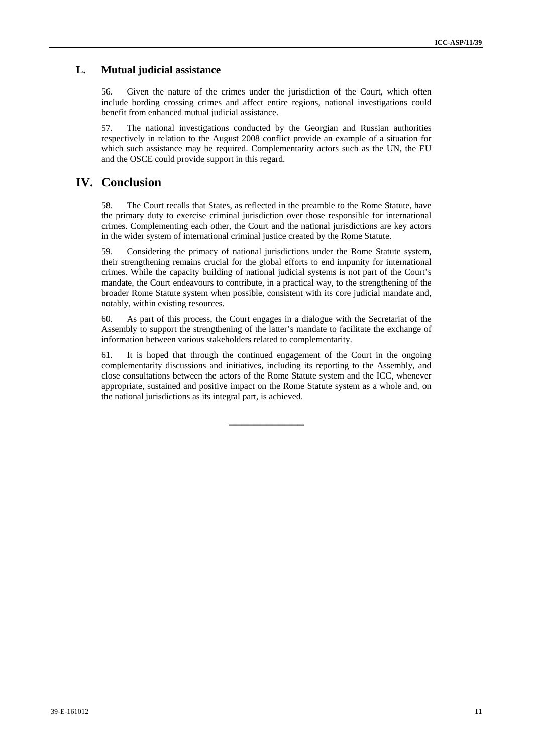## L. Mutual judicial assistance

56. Given the nature of the crimes under the jurisdiction of the Court, which often include bording crossing crimes and affect entire regions, national investigations could benefit from enhanced mutual judicial assistance.

57. The national investigations conducted by the Georgian and Russian authorities respectively in relation to the August 2008 conflict provide an example of a situation for which such assistance may be required. Complementarity actors such as the UN, the EU and the OSCE could provide support in this regard.

# IV. Conclusion

58. The Court recalls that States, as reflected in the preamble to the Rome Statute, have the primary duty to exercise criminal jurisdiction over those responsible for international crimes. Complementing each other, the Court and the national jurisdictions are key actors in the wider system of international criminal justice created by the Rome Statute.

59. Considering the primacy of national jurisdictions under the Rome Statute system, their strengthening remains crucial for the global efforts to end impunity for international crimes. While the capacity building of national judicial systems is not part of the Court's mandate, the Court endeavours to contribute, in a practical way, to the strengthening of the broader Rome Statute system when possible, consistent with its core judicial mandate and, notably, within existing resources.

60. As part of this process, the Court engages in a dialogue with the Secretariat of the Assembly to support the strengthening of the latter's mandate to facilitate the exchange of information between various stakeholders related to complementarity.

61. It is hoped that through the continued engagement of the Court in the ongoing complementarity discussions and initiatives, including its reporting to the Assembly, and close consultations between the actors of the Rome Statute system and the ICC, whenever appropriate, sustained and positive impact on the Rome Statute system as a whole and, on the national jurisdictions as its integral part, is achieved.

---